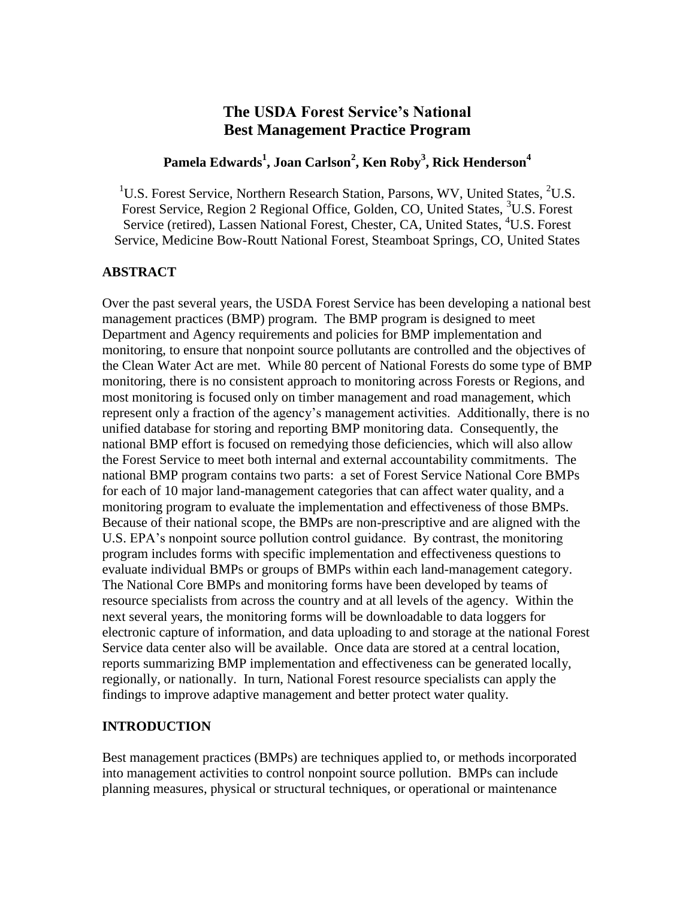# The USDA Forest Service's National Best Management Practice Program

**Pamela Edwards[1], Joan Carlson[2], Ken Roby[3], Rick Henderson[4]**

[1]U.S. Forest Service, Northern Research Station, Parsons, WV, United States, [2]U.S. Forest Service, Region 2 Regional Office, Golden, CO, United States, [3]U.S. Forest Service (retired), Lassen National Forest, Chester, CA, United States, [4]U.S. Forest Service, Medicine Bow-Routt National Forest, Steamboat Springs, CO, United States

## ABSTRACT

Over the past several years, the USDA Forest Service has been developing a national best management practices (BMP) program. The BMP program is designed to meet Department and Agency requirements and policies for BMP implementation and monitoring, to ensure that nonpoint source pollutants are controlled and the objectives of the Clean Water Act are met. While 80 percent of National Forests do some type of BMP monitoring, there is no consistent approach to monitoring across Forests or Regions, and most monitoring is focused only on timber management and road management, which represent only a fraction of the agency's management activities. Additionally, there is no unified database for storing and reporting BMP monitoring data. Consequently, the national BMP effort is focused on remedying those deficiencies, which will also allow the Forest Service to meet both internal and external accountability commitments. The national BMP program contains two parts: a set of Forest Service National Core BMPs for each of 10 major land-management categories that can affect water quality, and a monitoring program to evaluate the implementation and effectiveness of those BMPs. Because of their national scope, the BMPs are non-prescriptive and are aligned with the U.S. EPA's nonpoint source pollution control guidance. By contrast, the monitoring program includes forms with specific implementation and effectiveness questions to evaluate individual BMPs or groups of BMPs within each land-management category. The National Core BMPs and monitoring forms have been developed by teams of resource specialists from across the country and at all levels of the agency. Within the next several years, the monitoring forms will be downloadable to data loggers for electronic capture of information, and data uploading to and storage at the national Forest Service data center also will be available. Once data are stored at a central location, reports summarizing BMP implementation and effectiveness can be generated locally, regionally, or nationally. In turn, National Forest resource specialists can apply the findings to improve adaptive management and better protect water quality.

## INTRODUCTION

Best management practices (BMPs) are techniques applied to, or methods incorporated into management activities to control nonpoint source pollution. BMPs can include planning measures, physical or structural techniques, or operational or maintenance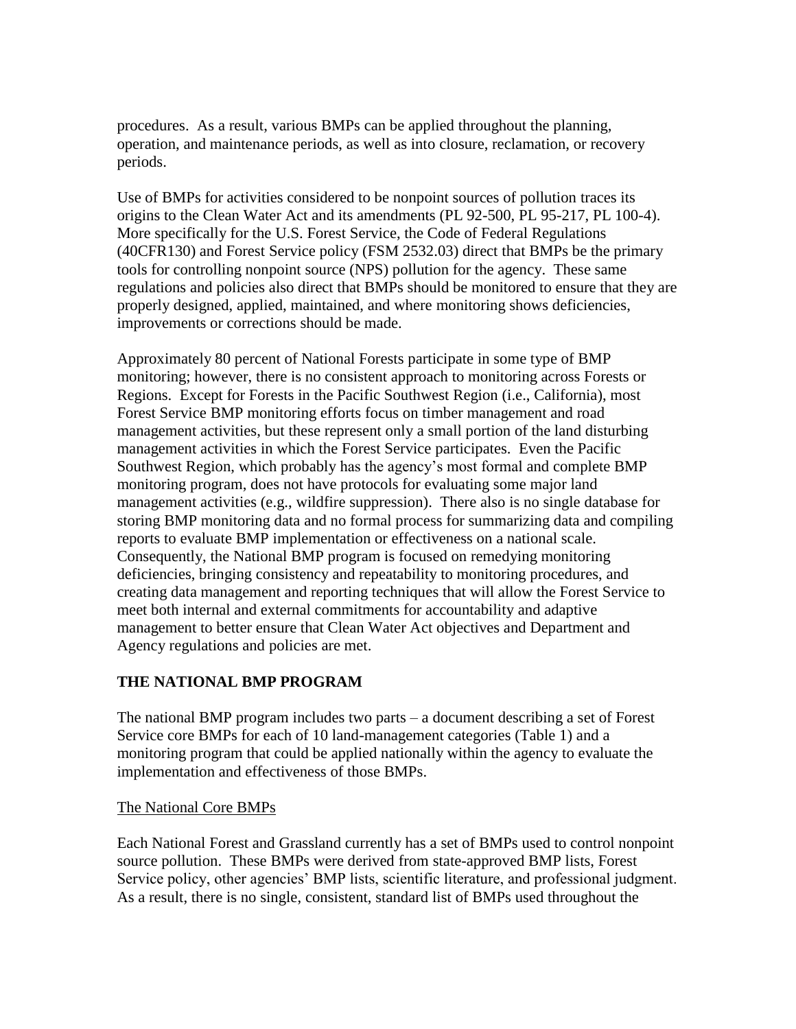procedures. As a result, various BMPs can be applied throughout the planning, operation, and maintenance periods, as well as into closure, reclamation, or recovery periods.

Use of BMPs for activities considered to be nonpoint sources of pollution traces its origins to the Clean Water Act and its amendments (PL 92-500, PL 95-217, PL 100-4). More specifically for the U.S. Forest Service, the Code of Federal Regulations (40CFR130) and Forest Service policy (FSM 2532.03) direct that BMPs be the primary tools for controlling nonpoint source (NPS) pollution for the agency. These same regulations and policies also direct that BMPs should be monitored to ensure that they are properly designed, applied, maintained, and where monitoring shows deficiencies, improvements or corrections should be made.

Approximately 80 percent of National Forests participate in some type of BMP monitoring; however, there is no consistent approach to monitoring across Forests or Regions. Except for Forests in the Pacific Southwest Region (i.e., California), most Forest Service BMP monitoring efforts focus on timber management and road management activities, but these represent only a small portion of the land disturbing management activities in which the Forest Service participates. Even the Pacific Southwest Region, which probably has the agency's most formal and complete BMP monitoring program, does not have protocols for evaluating some major land management activities (e.g., wildfire suppression). There also is no single database for storing BMP monitoring data and no formal process for summarizing data and compiling reports to evaluate BMP implementation or effectiveness on a national scale. Consequently, the National BMP program is focused on remedying monitoring deficiencies, bringing consistency and repeatability to monitoring procedures, and creating data management and reporting techniques that will allow the Forest Service to meet both internal and external commitments for accountability and adaptive management to better ensure that Clean Water Act objectives and Department and Agency regulations and policies are met.

## THE NATIONAL BMP PROGRAM

The national BMP program includes two parts – a document describing a set of Forest Service core BMPs for each of 10 land-management categories (Table 1) and a monitoring program that could be applied nationally within the agency to evaluate the implementation and effectiveness of those BMPs.

### The National Core BMPs

Each National Forest and Grassland currently has a set of BMPs used to control nonpoint source pollution. These BMPs were derived from state-approved BMP lists, Forest Service policy, other agencies' BMP lists, scientific literature, and professional judgment. As a result, there is no single, consistent, standard list of BMPs used throughout the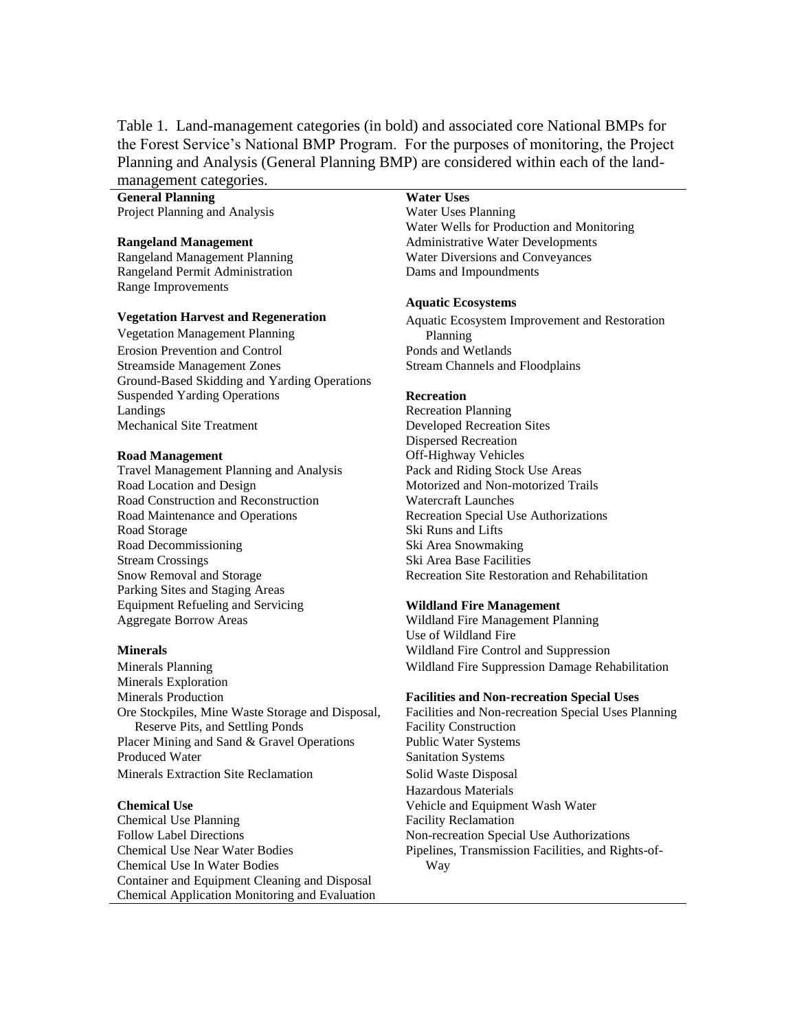Table 1. Land-management categories (in bold) and associated core National BMPs for the Forest Service's National BMP Program. For the purposes of monitoring, the Project Planning and Analysis (General Planning BMP) are considered within each of the land-management categories.

**General Planning**
Project Planning and Analysis

**Rangeland Management**
Rangeland Management Planning
Rangeland Permit Administration
Range Improvements

**Vegetation Harvest and Regeneration**
Vegetation Management Planning
Erosion Prevention and Control
Streamside Management Zones
Ground-Based Skidding and Yarding Operations
Suspended Yarding Operations
Landings
Mechanical Site Treatment

**Road Management**
Travel Management Planning and Analysis
Road Location and Design
Road Construction and Reconstruction
Road Maintenance and Operations
Road Storage
Road Decommissioning
Stream Crossings
Snow Removal and Storage
Parking Sites and Staging Areas
Equipment Refueling and Servicing
Aggregate Borrow Areas

**Minerals**
Minerals Planning
Minerals Exploration
Minerals Production
Ore Stockpiles, Mine Waste Storage and Disposal, Reserve Pits, and Settling Ponds
Placer Mining and Sand & Gravel Operations
Produced Water
Minerals Extraction Site Reclamation

**Chemical Use**
Chemical Use Planning
Follow Label Directions
Chemical Use Near Water Bodies
Chemical Use In Water Bodies
Container and Equipment Cleaning and Disposal
Chemical Application Monitoring and Evaluation

**Water Uses**
Water Uses Planning
Water Wells for Production and Monitoring
Administrative Water Developments
Water Diversions and Conveyances
Dams and Impoundments

**Aquatic Ecosystems**
Aquatic Ecosystem Improvement and Restoration Planning
Ponds and Wetlands
Stream Channels and Floodplains

**Recreation**
Recreation Planning
Developed Recreation Sites
Dispersed Recreation
Off-Highway Vehicles
Pack and Riding Stock Use Areas
Motorized and Non-motorized Trails
Watercraft Launches
Recreation Special Use Authorizations
Ski Runs and Lifts
Ski Area Snowmaking
Ski Area Base Facilities
Recreation Site Restoration and Rehabilitation

**Wildland Fire Management**
Wildland Fire Management Planning
Use of Wildland Fire
Wildland Fire Control and Suppression
Wildland Fire Suppression Damage Rehabilitation

**Facilities and Non-recreation Special Uses**
Facilities and Non-recreation Special Uses Planning
Facility Construction
Public Water Systems
Sanitation Systems
Solid Waste Disposal
Hazardous Materials
Vehicle and Equipment Wash Water
Facility Reclamation
Non-recreation Special Use Authorizations
Pipelines, Transmission Facilities, and Rights-of-Way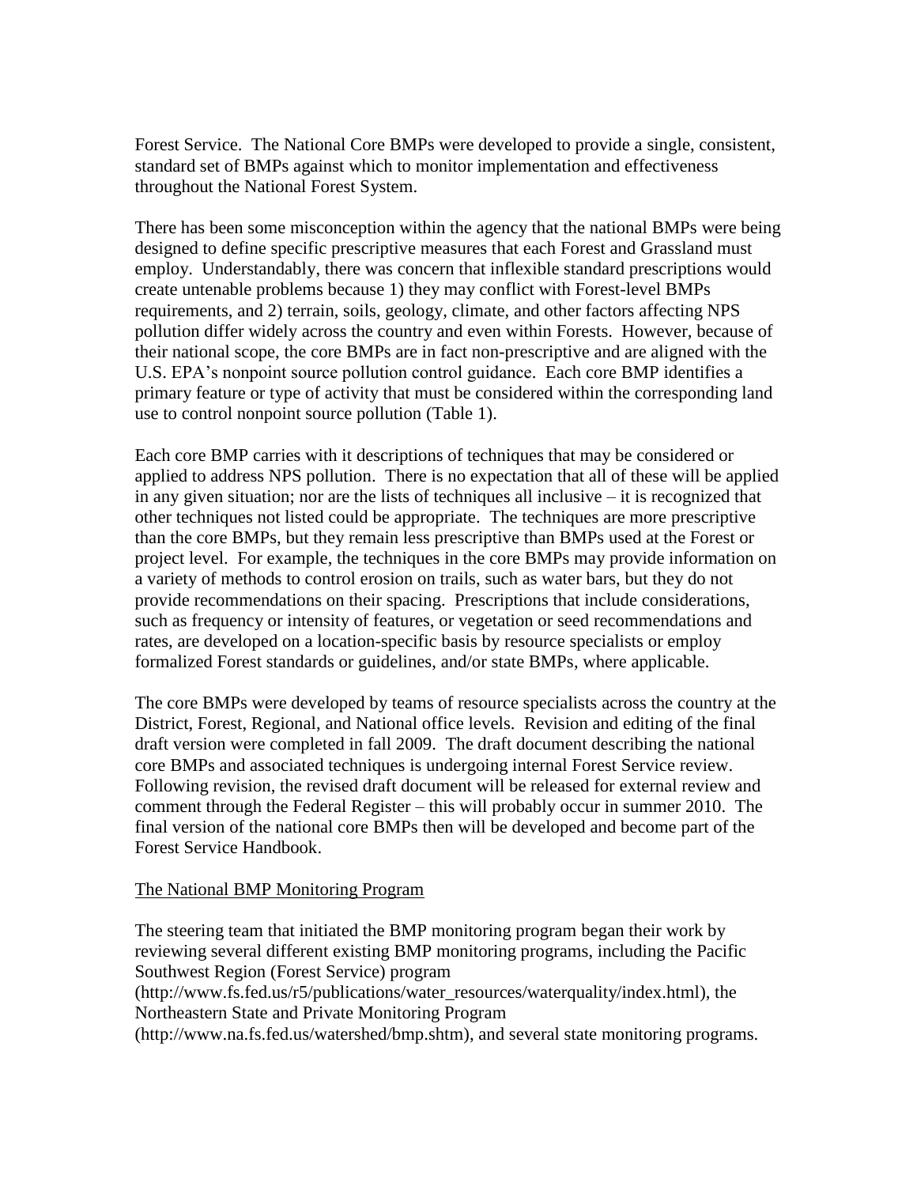Forest Service. The National Core BMPs were developed to provide a single, consistent, standard set of BMPs against which to monitor implementation and effectiveness throughout the National Forest System.

There has been some misconception within the agency that the national BMPs were being designed to define specific prescriptive measures that each Forest and Grassland must employ. Understandably, there was concern that inflexible standard prescriptions would create untenable problems because 1) they may conflict with Forest-level BMPs requirements, and 2) terrain, soils, geology, climate, and other factors affecting NPS pollution differ widely across the country and even within Forests. However, because of their national scope, the core BMPs are in fact non-prescriptive and are aligned with the U.S. EPA's nonpoint source pollution control guidance. Each core BMP identifies a primary feature or type of activity that must be considered within the corresponding land use to control nonpoint source pollution (Table 1).

Each core BMP carries with it descriptions of techniques that may be considered or applied to address NPS pollution. There is no expectation that all of these will be applied in any given situation; nor are the lists of techniques all inclusive – it is recognized that other techniques not listed could be appropriate. The techniques are more prescriptive than the core BMPs, but they remain less prescriptive than BMPs used at the Forest or project level. For example, the techniques in the core BMPs may provide information on a variety of methods to control erosion on trails, such as water bars, but they do not provide recommendations on their spacing. Prescriptions that include considerations, such as frequency or intensity of features, or vegetation or seed recommendations and rates, are developed on a location-specific basis by resource specialists or employ formalized Forest standards or guidelines, and/or state BMPs, where applicable.

The core BMPs were developed by teams of resource specialists across the country at the District, Forest, Regional, and National office levels. Revision and editing of the final draft version were completed in fall 2009. The draft document describing the national core BMPs and associated techniques is undergoing internal Forest Service review. Following revision, the revised draft document will be released for external review and comment through the Federal Register – this will probably occur in summer 2010. The final version of the national core BMPs then will be developed and become part of the Forest Service Handbook.

## The National BMP Monitoring Program

The steering team that initiated the BMP monitoring program began their work by reviewing several different existing BMP monitoring programs, including the Pacific Southwest Region (Forest Service) program (http://www.fs.fed.us/r5/publications/water_resources/waterquality/index.html), the Northeastern State and Private Monitoring Program (http://www.na.fs.fed.us/watershed/bmp.shtm), and several state monitoring programs.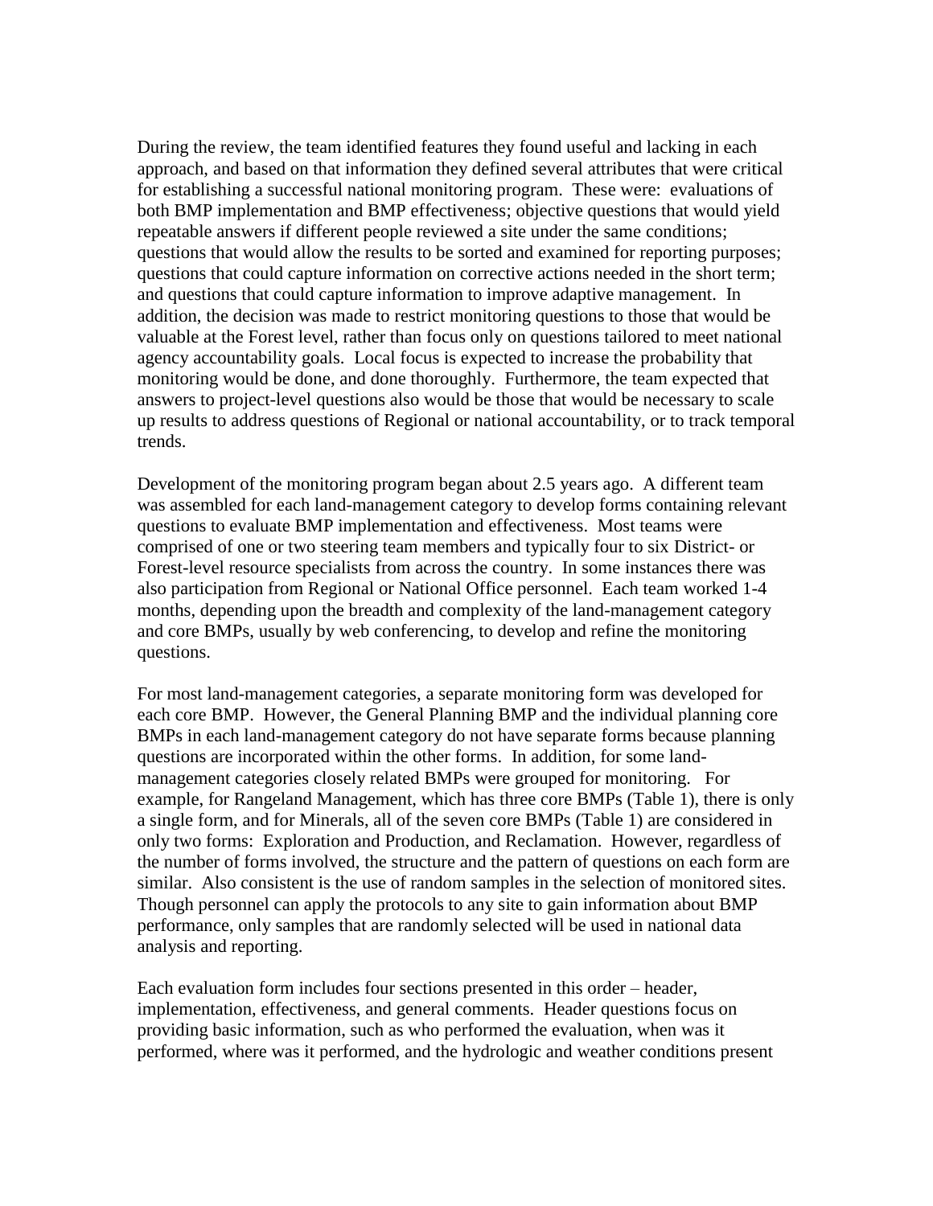During the review, the team identified features they found useful and lacking in each approach, and based on that information they defined several attributes that were critical for establishing a successful national monitoring program. These were: evaluations of both BMP implementation and BMP effectiveness; objective questions that would yield repeatable answers if different people reviewed a site under the same conditions; questions that would allow the results to be sorted and examined for reporting purposes; questions that could capture information on corrective actions needed in the short term; and questions that could capture information to improve adaptive management. In addition, the decision was made to restrict monitoring questions to those that would be valuable at the Forest level, rather than focus only on questions tailored to meet national agency accountability goals. Local focus is expected to increase the probability that monitoring would be done, and done thoroughly. Furthermore, the team expected that answers to project-level questions also would be those that would be necessary to scale up results to address questions of Regional or national accountability, or to track temporal trends.

Development of the monitoring program began about 2.5 years ago. A different team was assembled for each land-management category to develop forms containing relevant questions to evaluate BMP implementation and effectiveness. Most teams were comprised of one or two steering team members and typically four to six District- or Forest-level resource specialists from across the country. In some instances there was also participation from Regional or National Office personnel. Each team worked 1-4 months, depending upon the breadth and complexity of the land-management category and core BMPs, usually by web conferencing, to develop and refine the monitoring questions.

For most land-management categories, a separate monitoring form was developed for each core BMP. However, the General Planning BMP and the individual planning core BMPs in each land-management category do not have separate forms because planning questions are incorporated within the other forms. In addition, for some land-management categories closely related BMPs were grouped for monitoring. For example, for Rangeland Management, which has three core BMPs (Table 1), there is only a single form, and for Minerals, all of the seven core BMPs (Table 1) are considered in only two forms: Exploration and Production, and Reclamation. However, regardless of the number of forms involved, the structure and the pattern of questions on each form are similar. Also consistent is the use of random samples in the selection of monitored sites. Though personnel can apply the protocols to any site to gain information about BMP performance, only samples that are randomly selected will be used in national data analysis and reporting.

Each evaluation form includes four sections presented in this order – header, implementation, effectiveness, and general comments. Header questions focus on providing basic information, such as who performed the evaluation, when was it performed, where was it performed, and the hydrologic and weather conditions present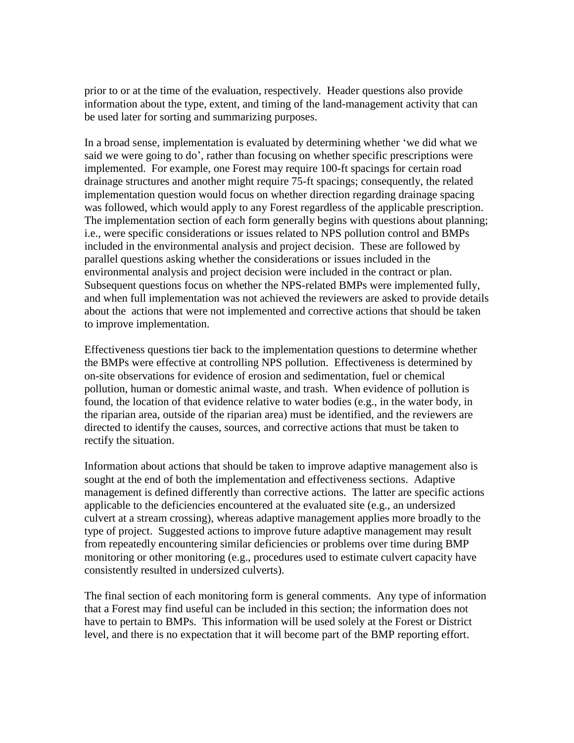prior to or at the time of the evaluation, respectively. Header questions also provide information about the type, extent, and timing of the land-management activity that can be used later for sorting and summarizing purposes.

In a broad sense, implementation is evaluated by determining whether 'we did what we said we were going to do', rather than focusing on whether specific prescriptions were implemented. For example, one Forest may require 100-ft spacings for certain road drainage structures and another might require 75-ft spacings; consequently, the related implementation question would focus on whether direction regarding drainage spacing was followed, which would apply to any Forest regardless of the applicable prescription. The implementation section of each form generally begins with questions about planning; i.e., were specific considerations or issues related to NPS pollution control and BMPs included in the environmental analysis and project decision. These are followed by parallel questions asking whether the considerations or issues included in the environmental analysis and project decision were included in the contract or plan. Subsequent questions focus on whether the NPS-related BMPs were implemented fully, and when full implementation was not achieved the reviewers are asked to provide details about the actions that were not implemented and corrective actions that should be taken to improve implementation.

Effectiveness questions tier back to the implementation questions to determine whether the BMPs were effective at controlling NPS pollution. Effectiveness is determined by on-site observations for evidence of erosion and sedimentation, fuel or chemical pollution, human or domestic animal waste, and trash. When evidence of pollution is found, the location of that evidence relative to water bodies (e.g., in the water body, in the riparian area, outside of the riparian area) must be identified, and the reviewers are directed to identify the causes, sources, and corrective actions that must be taken to rectify the situation.

Information about actions that should be taken to improve adaptive management also is sought at the end of both the implementation and effectiveness sections. Adaptive management is defined differently than corrective actions. The latter are specific actions applicable to the deficiencies encountered at the evaluated site (e.g., an undersized culvert at a stream crossing), whereas adaptive management applies more broadly to the type of project. Suggested actions to improve future adaptive management may result from repeatedly encountering similar deficiencies or problems over time during BMP monitoring or other monitoring (e.g., procedures used to estimate culvert capacity have consistently resulted in undersized culverts).

The final section of each monitoring form is general comments. Any type of information that a Forest may find useful can be included in this section; the information does not have to pertain to BMPs. This information will be used solely at the Forest or District level, and there is no expectation that it will become part of the BMP reporting effort.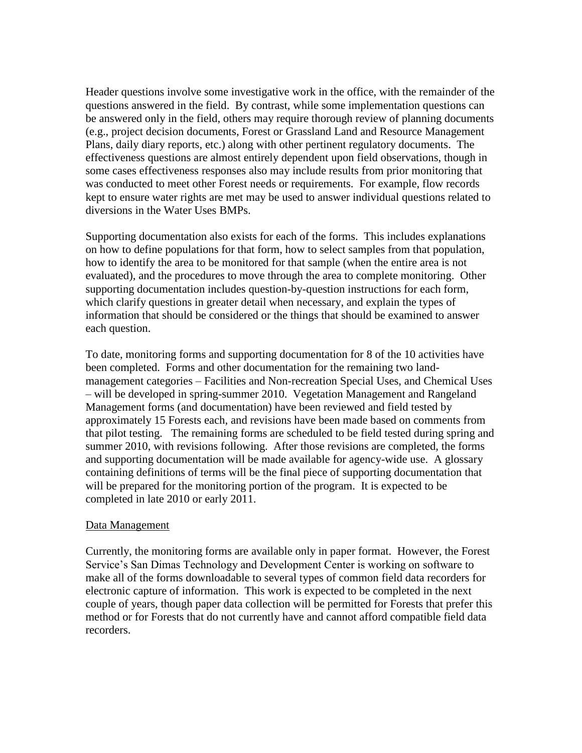Header questions involve some investigative work in the office, with the remainder of the questions answered in the field. By contrast, while some implementation questions can be answered only in the field, others may require thorough review of planning documents (e.g., project decision documents, Forest or Grassland Land and Resource Management Plans, daily diary reports, etc.) along with other pertinent regulatory documents. The effectiveness questions are almost entirely dependent upon field observations, though in some cases effectiveness responses also may include results from prior monitoring that was conducted to meet other Forest needs or requirements. For example, flow records kept to ensure water rights are met may be used to answer individual questions related to diversions in the Water Uses BMPs.

Supporting documentation also exists for each of the forms. This includes explanations on how to define populations for that form, how to select samples from that population, how to identify the area to be monitored for that sample (when the entire area is not evaluated), and the procedures to move through the area to complete monitoring. Other supporting documentation includes question-by-question instructions for each form, which clarify questions in greater detail when necessary, and explain the types of information that should be considered or the things that should be examined to answer each question.

To date, monitoring forms and supporting documentation for 8 of the 10 activities have been completed. Forms and other documentation for the remaining two land-management categories – Facilities and Non-recreation Special Uses, and Chemical Uses – will be developed in spring-summer 2010. Vegetation Management and Rangeland Management forms (and documentation) have been reviewed and field tested by approximately 15 Forests each, and revisions have been made based on comments from that pilot testing. The remaining forms are scheduled to be field tested during spring and summer 2010, with revisions following. After those revisions are completed, the forms and supporting documentation will be made available for agency-wide use. A glossary containing definitions of terms will be the final piece of supporting documentation that will be prepared for the monitoring portion of the program. It is expected to be completed in late 2010 or early 2011.

## Data Management

Currently, the monitoring forms are available only in paper format. However, the Forest Service's San Dimas Technology and Development Center is working on software to make all of the forms downloadable to several types of common field data recorders for electronic capture of information. This work is expected to be completed in the next couple of years, though paper data collection will be permitted for Forests that prefer this method or for Forests that do not currently have and cannot afford compatible field data recorders.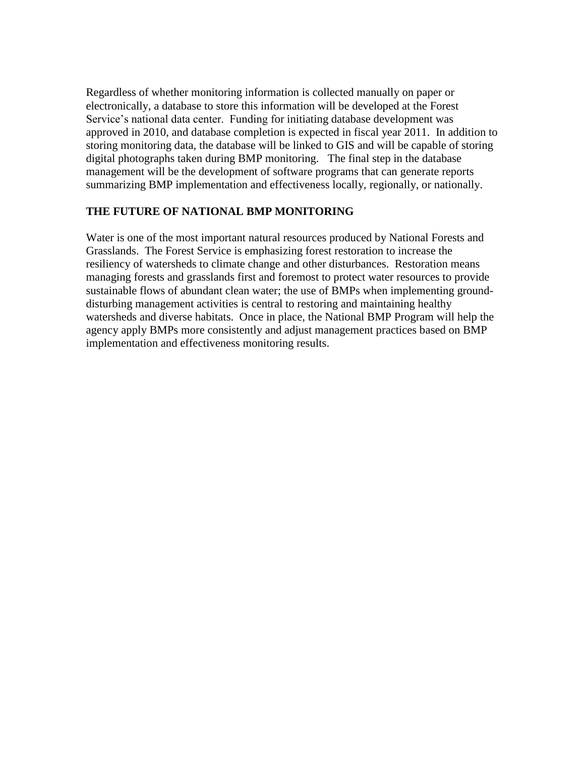Regardless of whether monitoring information is collected manually on paper or electronically, a database to store this information will be developed at the Forest Service's national data center. Funding for initiating database development was approved in 2010, and database completion is expected in fiscal year 2011. In addition to storing monitoring data, the database will be linked to GIS and will be capable of storing digital photographs taken during BMP monitoring. The final step in the database management will be the development of software programs that can generate reports summarizing BMP implementation and effectiveness locally, regionally, or nationally.

## THE FUTURE OF NATIONAL BMP MONITORING

Water is one of the most important natural resources produced by National Forests and Grasslands. The Forest Service is emphasizing forest restoration to increase the resiliency of watersheds to climate change and other disturbances. Restoration means managing forests and grasslands first and foremost to protect water resources to provide sustainable flows of abundant clean water; the use of BMPs when implementing ground-disturbing management activities is central to restoring and maintaining healthy watersheds and diverse habitats. Once in place, the National BMP Program will help the agency apply BMPs more consistently and adjust management practices based on BMP implementation and effectiveness monitoring results.